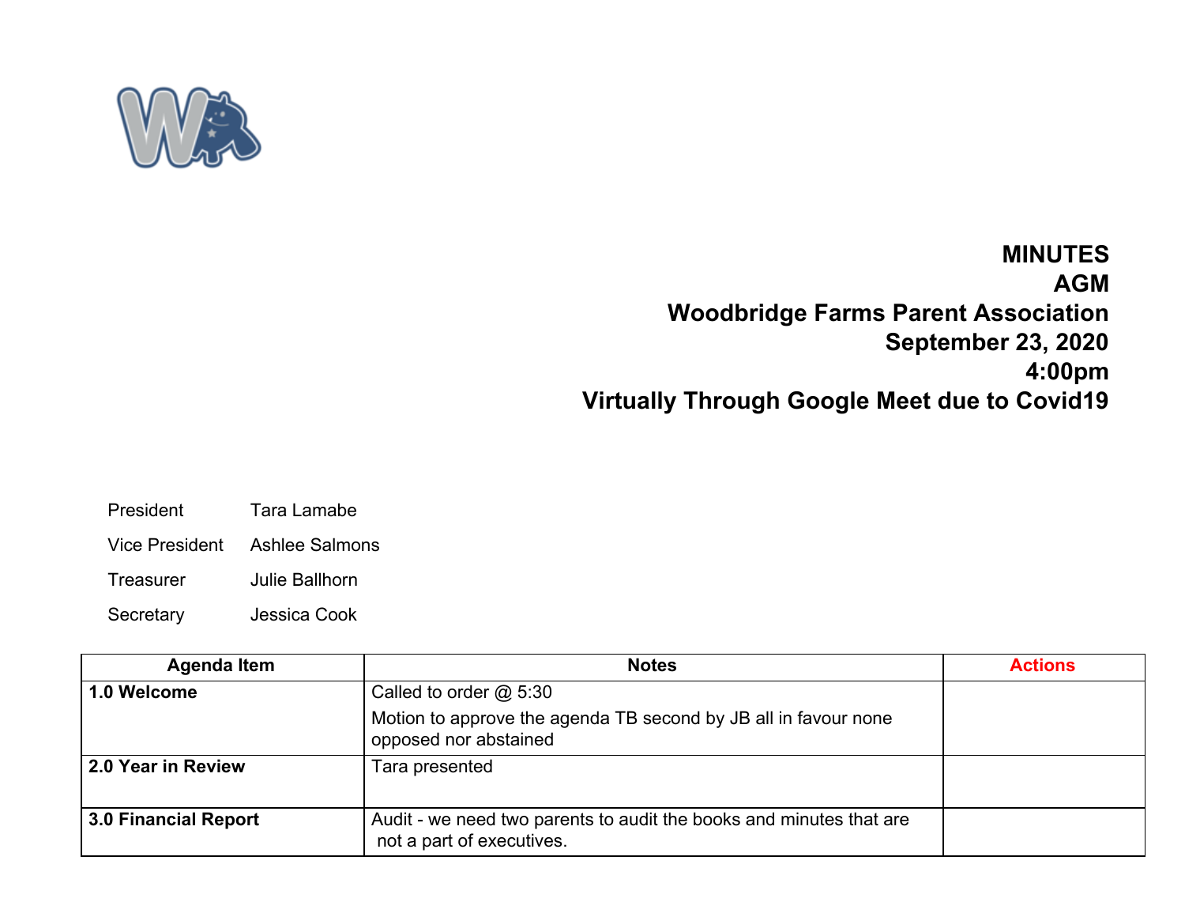**MINUTES**

**AGM**

**Woodbridge Farms Parent Association**

**September 23, 2020**

**4:00pm**

**Virtually Through Google Meet due to Covid19**

| | |
|---|---|
| President | Tara Lamabe |
| Vice President | Ashlee Salmons |
| Treasurer | Julie Ballhorn |
| Secretary | Jessica Cook |

| Agenda Item | Notes | Actions |
|---|---|---|
| **1.0 Welcome** | Called to order @ 5:30<br>Motion to approve the agenda TB second by JB all in favour none opposed nor abstained | |
| **2.0 Year in Review** | Tara presented | |
| **3.0 Financial Report** | Audit - we need two parents to audit the books and minutes that are not a part of executives. | |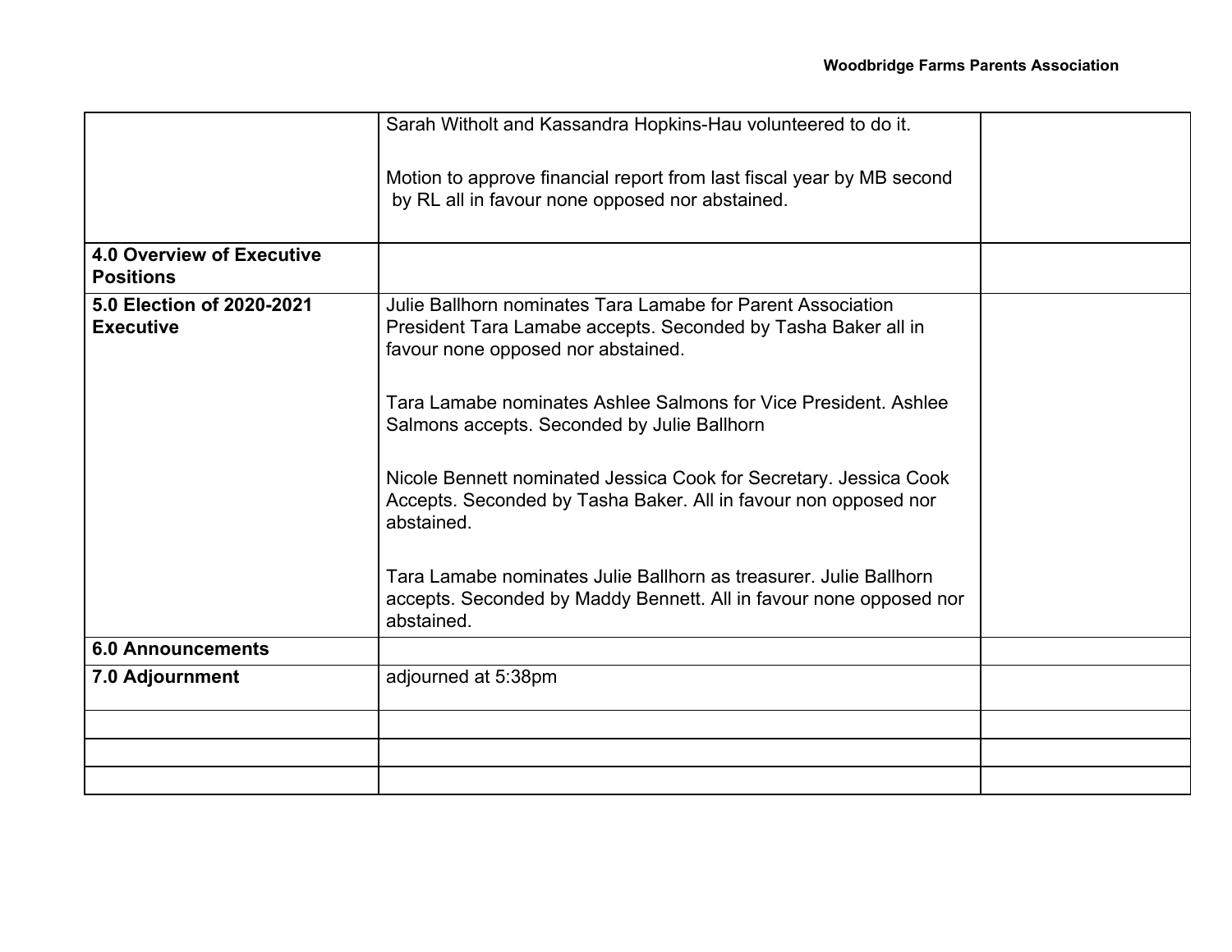| | | |
|---|---|---|
| | Sarah Witholt and Kassandra Hopkins-Hau volunteered to do it.<br><br>Motion to approve financial report from last fiscal year by MB second by RL all in favour none opposed nor abstained. | |
| **4.0 Overview of Executive Positions** | | |
| **5.0 Election of 2020-2021 Executive** | Julie Ballhorn nominates Tara Lamabe for Parent Association President Tara Lamabe accepts. Seconded by Tasha Baker all in favour none opposed nor abstained.<br><br>Tara Lamabe nominates Ashlee Salmons for Vice President. Ashlee Salmons accepts. Seconded by Julie Ballhorn<br><br>Nicole Bennett nominated Jessica Cook for Secretary. Jessica Cook Accepts. Seconded by Tasha Baker. All in favour non opposed nor abstained.<br><br>Tara Lamabe nominates Julie Ballhorn as treasurer. Julie Ballhorn accepts. Seconded by Maddy Bennett. All in favour none opposed nor abstained. | |
| **6.0 Announcements** | | |
| **7.0 Adjournment** | adjourned at 5:38pm | |
| | | |
| | | |
| | | |